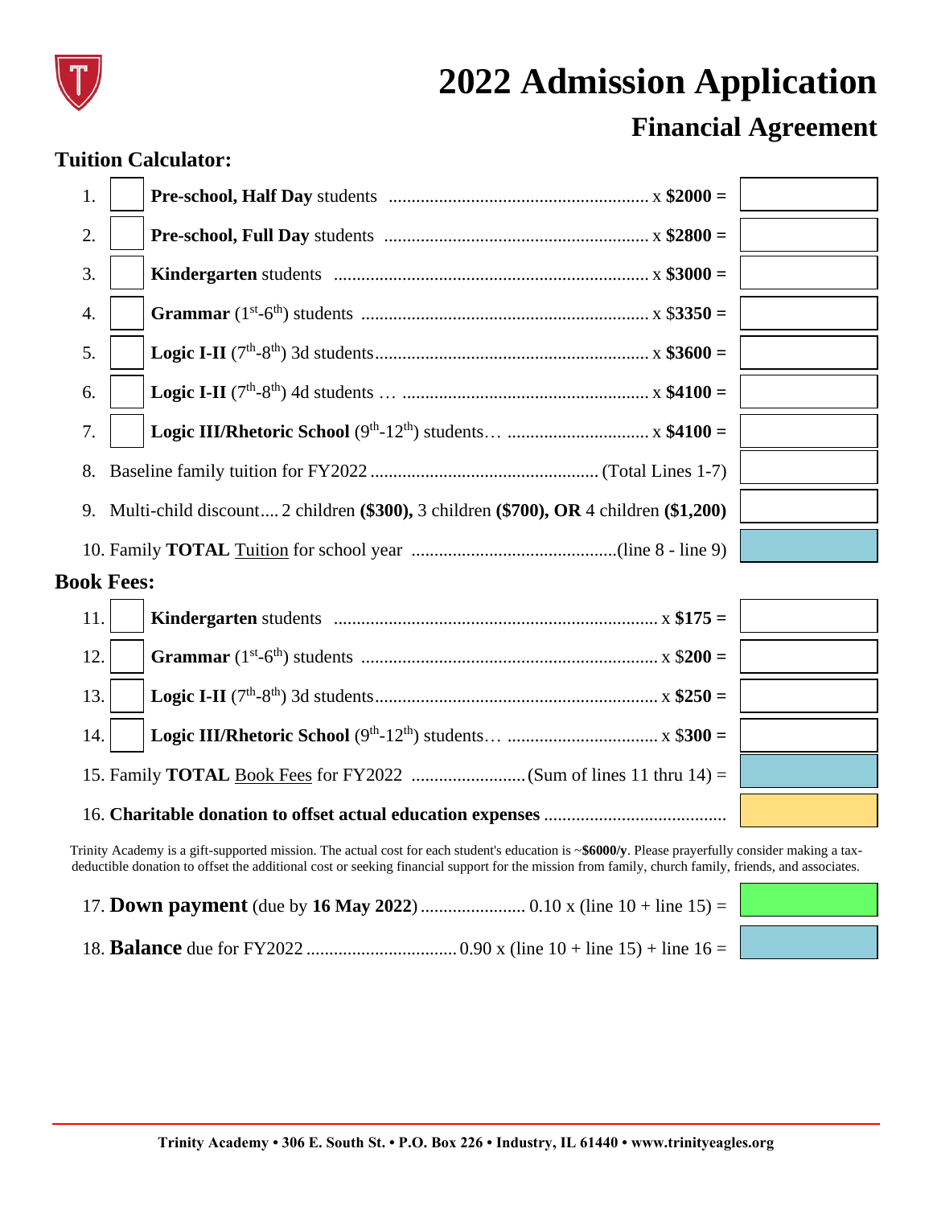# 2022 Admission Application

## Financial Agreement

### Tuition Calculator:

| # | Count | Description | Amount |
|---|---|---|---|
| 1. | | **Pre-school, Half Day** students ........ x **$2000 =** | |
| 2. | | **Pre-school, Full Day** students ........ x **$2800 =** | |
| 3. | | **Kindergarten** students ........ x **$3000 =** | |
| 4. | | **Grammar** (1st-6th) students ........ x $**3350 =** | |
| 5. | | **Logic I-II** (7th-8th) 3d students........ x **$3600 =** | |
| 6. | | **Logic I-II** (7th-8th) 4d students … ........ x **$4100 =** | |
| 7. | | **Logic III/Rhetoric School** (9th-12th) students… ........ x **$4100 =** | |
| 8. | | Baseline family tuition for FY2022 ........ (Total Lines 1-7) | |
| 9. | | Multi-child discount.... 2 children **($300),** 3 children **($700), OR** 4 children **($1,200)** | |
| 10. | | Family **TOTAL** Tuition for school year ........(line 8 - line 9) | |

### Book Fees:

| # | Count | Description | Amount |
|---|---|---|---|
| 11. | | **Kindergarten** students ........ x **$175 =** | |
| 12. | | **Grammar** (1st-6th) students ........ x $**200 =** | |
| 13. | | **Logic I-II** (7th-8th) 3d students........ x **$250 =** | |
| 14. | | **Logic III/Rhetoric School** (9th-12th) students… ........ x $**300 =** | |
| 15. | | Family **TOTAL** Book Fees for FY2022 ........(Sum of lines 11 thru 14) = | |
| 16. | | **Charitable donation to offset actual education expenses** ........ | |

Trinity Academy is a gift-supported mission. The actual cost for each student's education is ~**$6000/y**. Please prayerfully consider making a tax-deductible donation to offset the additional cost or seeking financial support for the mission from family, church family, friends, and associates.

| # | Description | Amount |
|---|---|---|
| 17. | **Down payment** (due by **16 May 2022**) ........ 0.10 x (line 10 + line 15) = | |
| 18. | **Balance** due for FY2022 ........ 0.90 x (line 10 + line 15) + line 16 = | |

Trinity Academy • 306 E. South St. • P.O. Box 226 • Industry, IL 61440 • www.trinityeagles.org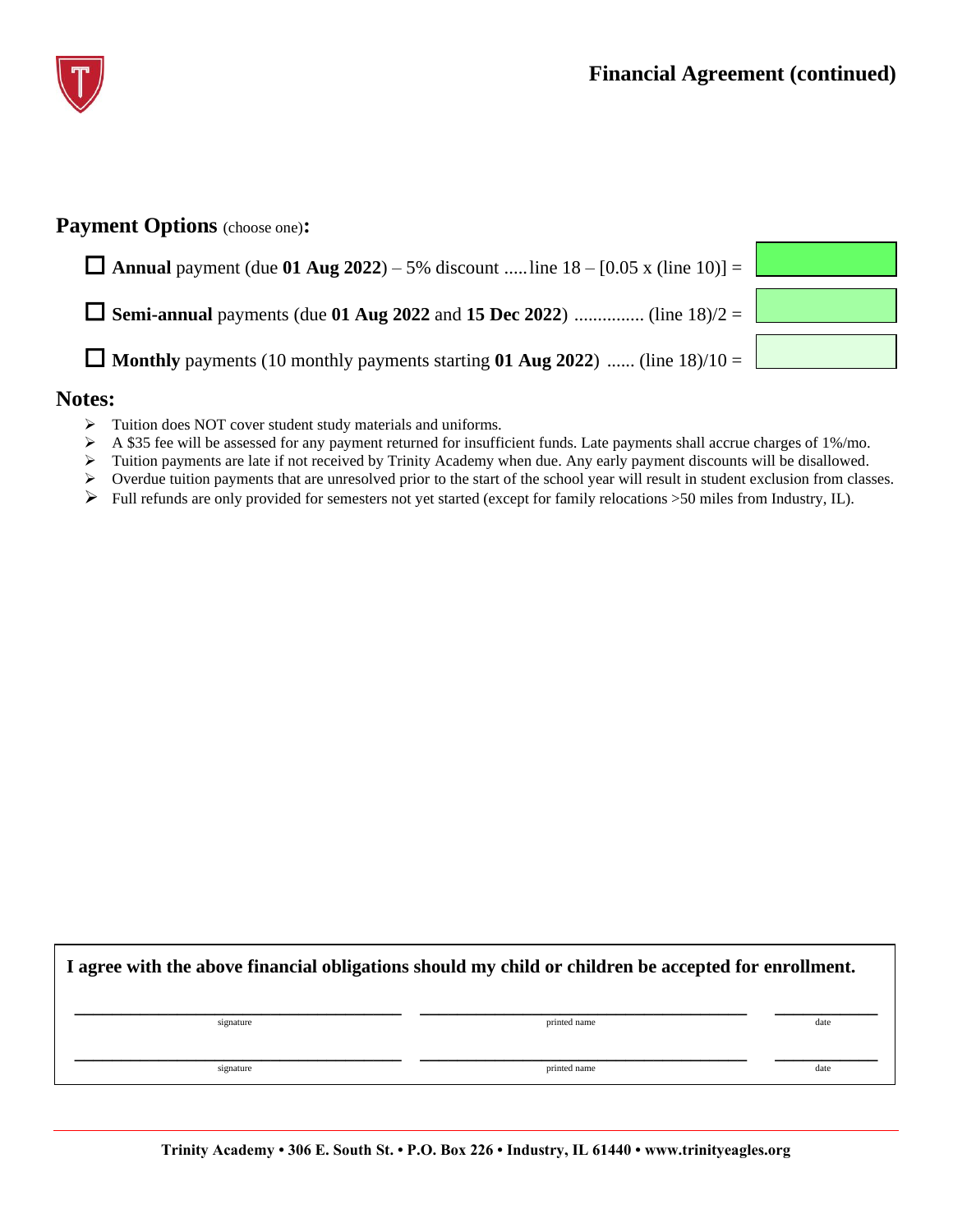## Financial Agreement (continued)

### Payment Options (choose one):

- ☐ **Annual** payment (due **01 Aug 2022**) – 5% discount ..... line 18 – [0.05 x (line 10)] =
- ☐ **Semi-annual** payments (due **01 Aug 2022** and **15 Dec 2022**) .............. (line 18)/2 =
- ☐ **Monthly** payments (10 monthly payments starting **01 Aug 2022**) ...... (line 18)/10 =

### Notes:

- Tuition does NOT cover student study materials and uniforms.
- A $35 fee will be assessed for any payment returned for insufficient funds. Late payments shall accrue charges of 1%/mo.
- Tuition payments are late if not received by Trinity Academy when due. Any early payment discounts will be disallowed.
- Overdue tuition payments that are unresolved prior to the start of the school year will result in student exclusion from classes.
- Full refunds are only provided for semesters not yet started (except for family relocations >50 miles from Industry, IL).

**I agree with the above financial obligations should my child or children be accepted for enrollment.**

| | | |
|---|---|---|
| signature | printed name | date |
| signature | printed name | date |

Trinity Academy • 306 E. South St. • P.O. Box 226 • Industry, IL 61440 • www.trinityeagles.org